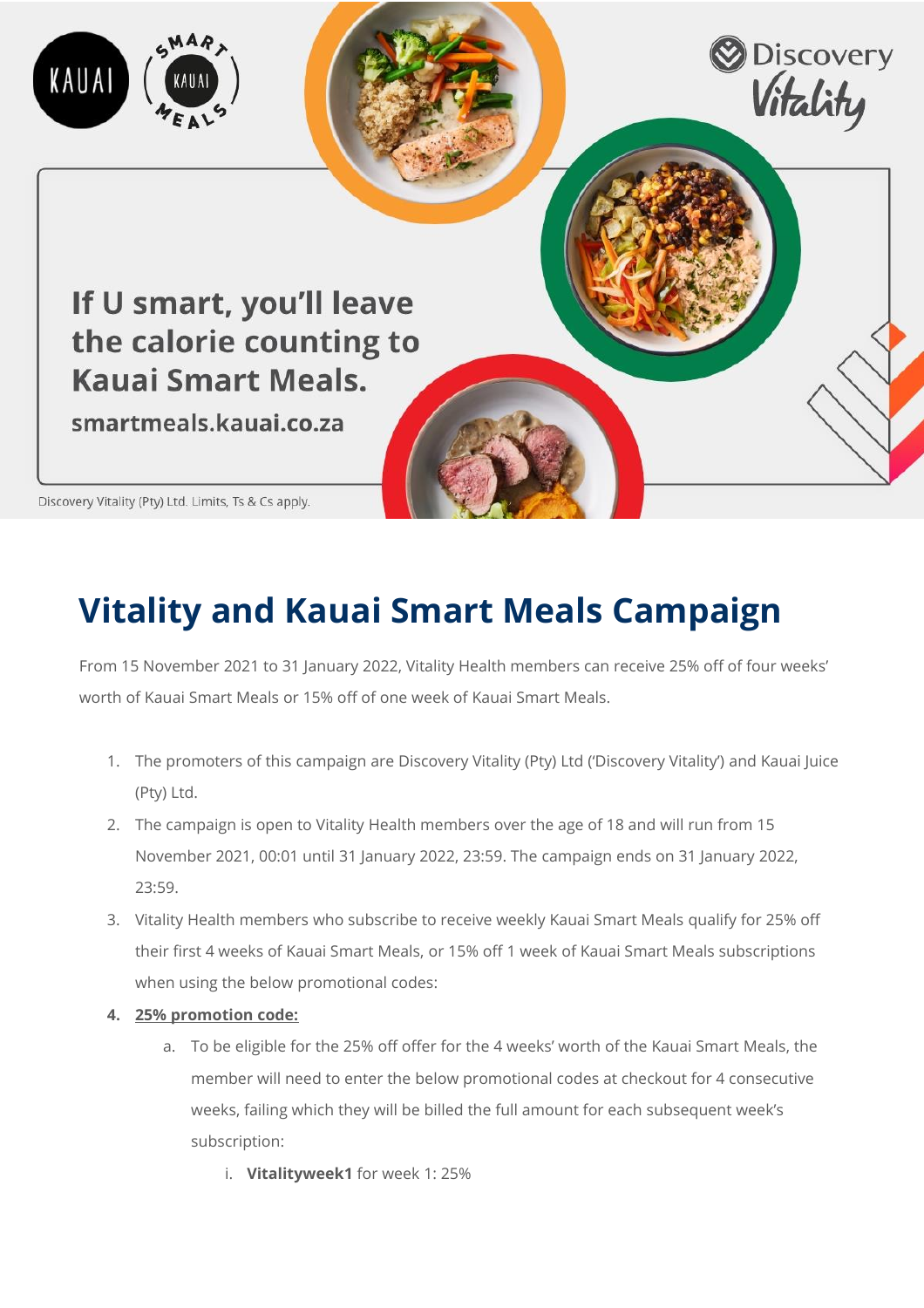If U smart, you'll leave the calorie counting to Kauai Smart Meals.

smartmeals.kauai.co.za

Discovery Vitality (Pty) Ltd. Limits, Ts & Cs apply.

# Vitality and Kauai Smart Meals Campaign

From 15 November 2021 to 31 January 2022, Vitality Health members can receive 25% off of four weeks' worth of Kauai Smart Meals or 15% off of one week of Kauai Smart Meals.

1. The promoters of this campaign are Discovery Vitality (Pty) Ltd ('Discovery Vitality') and Kauai Juice (Pty) Ltd.
2. The campaign is open to Vitality Health members over the age of 18 and will run from 15 November 2021, 00:01 until 31 January 2022, 23:59. The campaign ends on 31 January 2022, 23:59.
3. Vitality Health members who subscribe to receive weekly Kauai Smart Meals qualify for 25% off their first 4 weeks of Kauai Smart Meals, or 15% off 1 week of Kauai Smart Meals subscriptions when using the below promotional codes:
4. **25% promotion code:**
   a. To be eligible for the 25% off offer for the 4 weeks' worth of the Kauai Smart Meals, the member will need to enter the below promotional codes at checkout for 4 consecutive weeks, failing which they will be billed the full amount for each subsequent week's subscription:
      i. **Vitalityweek1** for week 1: 25%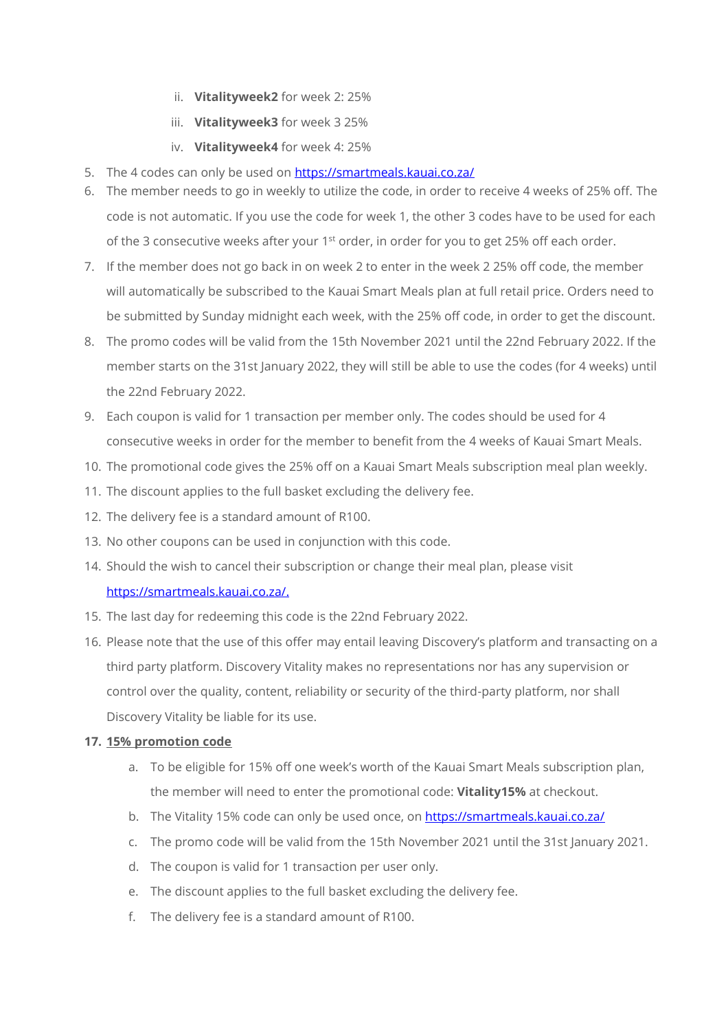ii. **Vitalityweek2** for week 2: 25%
   iii. **Vitalityweek3** for week 3 25%
   iv. **Vitalityweek4** for week 4: 25%

5. The 4 codes can only be used on [https://smartmeals.kauai.co.za/](https://smartmeals.kauai.co.za/)
6. The member needs to go in weekly to utilize the code, in order to receive 4 weeks of 25% off. The code is not automatic. If you use the code for week 1, the other 3 codes have to be used for each of the 3 consecutive weeks after your 1st order, in order for you to get 25% off each order.
7. If the member does not go back in on week 2 to enter in the week 2 25% off code, the member will automatically be subscribed to the Kauai Smart Meals plan at full retail price. Orders need to be submitted by Sunday midnight each week, with the 25% off code, in order to get the discount.
8. The promo codes will be valid from the 15th November 2021 until the 22nd February 2022. If the member starts on the 31st January 2022, they will still be able to use the codes (for 4 weeks) until the 22nd February 2022.
9. Each coupon is valid for 1 transaction per member only. The codes should be used for 4 consecutive weeks in order for the member to benefit from the 4 weeks of Kauai Smart Meals.
10. The promotional code gives the 25% off on a Kauai Smart Meals subscription meal plan weekly.
11. The discount applies to the full basket excluding the delivery fee.
12. The delivery fee is a standard amount of R100.
13. No other coupons can be used in conjunction with this code.
14. Should the wish to cancel their subscription or change their meal plan, please visit [https://smartmeals.kauai.co.za/.](https://smartmeals.kauai.co.za/)
15. The last day for redeeming this code is the 22nd February 2022.
16. Please note that the use of this offer may entail leaving Discovery's platform and transacting on a third party platform. Discovery Vitality makes no representations nor has any supervision or control over the quality, content, reliability or security of the third-party platform, nor shall Discovery Vitality be liable for its use.
17. **15% promotion code**
    a. To be eligible for 15% off one week's worth of the Kauai Smart Meals subscription plan, the member will need to enter the promotional code: **Vitality15%** at checkout.
    b. The Vitality 15% code can only be used once, on [https://smartmeals.kauai.co.za/](https://smartmeals.kauai.co.za/)
    c. The promo code will be valid from the 15th November 2021 until the 31st January 2021.
    d. The coupon is valid for 1 transaction per user only.
    e. The discount applies to the full basket excluding the delivery fee.
    f. The delivery fee is a standard amount of R100.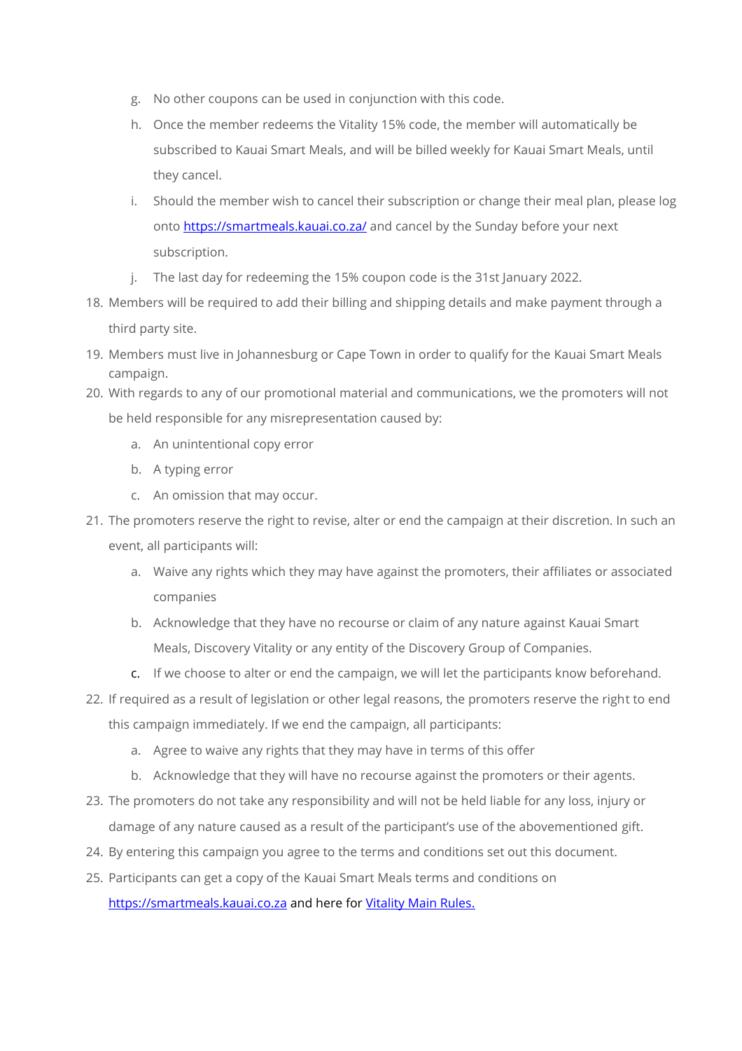g. No other coupons can be used in conjunction with this code.

h. Once the member redeems the Vitality 15% code, the member will automatically be subscribed to Kauai Smart Meals, and will be billed weekly for Kauai Smart Meals, until they cancel.

i. Should the member wish to cancel their subscription or change their meal plan, please log onto [https://smartmeals.kauai.co.za/](https://smartmeals.kauai.co.za/) and cancel by the Sunday before your next subscription.

j. The last day for redeeming the 15% coupon code is the 31st January 2022.

18. Members will be required to add their billing and shipping details and make payment through a third party site.
19. Members must live in Johannesburg or Cape Town in order to qualify for the Kauai Smart Meals campaign.
20. With regards to any of our promotional material and communications, we the promoters will not be held responsible for any misrepresentation caused by:
    a. An unintentional copy error
    b. A typing error
    c. An omission that may occur.
21. The promoters reserve the right to revise, alter or end the campaign at their discretion. In such an event, all participants will:
    a. Waive any rights which they may have against the promoters, their affiliates or associated companies
    b. Acknowledge that they have no recourse or claim of any nature against Kauai Smart Meals, Discovery Vitality or any entity of the Discovery Group of Companies.
    c. If we choose to alter or end the campaign, we will let the participants know beforehand.
22. If required as a result of legislation or other legal reasons, the promoters reserve the right to end this campaign immediately. If we end the campaign, all participants:
    a. Agree to waive any rights that they may have in terms of this offer
    b. Acknowledge that they will have no recourse against the promoters or their agents.
23. The promoters do not take any responsibility and will not be held liable for any loss, injury or damage of any nature caused as a result of the participant's use of the abovementioned gift.
24. By entering this campaign you agree to the terms and conditions set out this document.
25. Participants can get a copy of the Kauai Smart Meals terms and conditions on [https://smartmeals.kauai.co.za](https://smartmeals.kauai.co.za) and here for Vitality Main Rules.